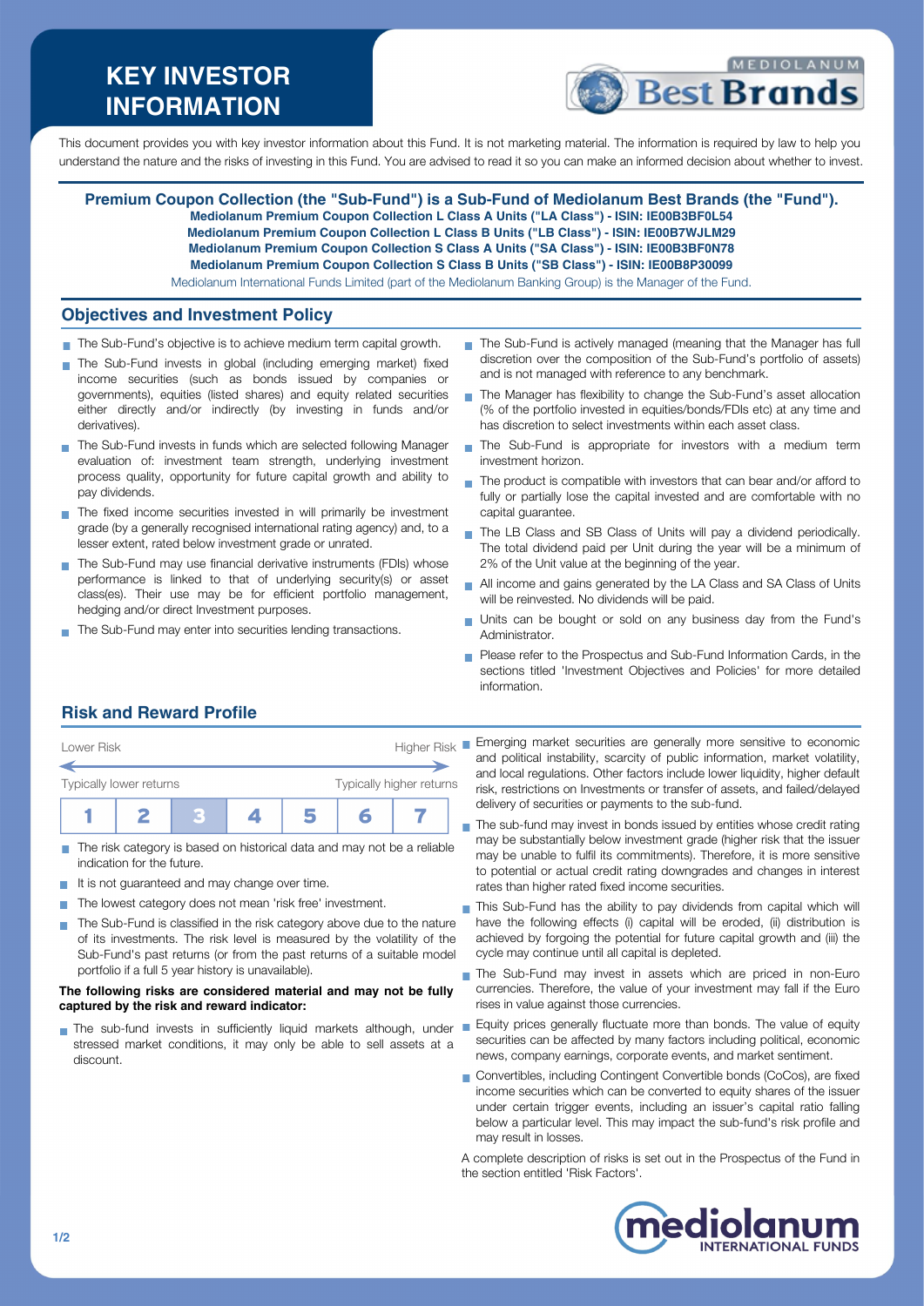# KEY INVESTOR INFORMATION

This document provides you with key investor information about this Fund. It is not marketing material. The information is required by law to help you understand the nature and the risks of investing in this Fund. You are advised to read it so you can make an informed decision about whether to invest.

**Premium Coupon Collection (the "Sub-Fund") is a Sub-Fund of Mediolanum Best Brands (the "Fund").**
**Mediolanum Premium Coupon Collection L Class A Units ("LA Class") - ISIN: IE00B3BF0L54**
**Mediolanum Premium Coupon Collection L Class B Units ("LB Class") - ISIN: IE00B7WJLM29**
**Mediolanum Premium Coupon Collection S Class A Units ("SA Class") - ISIN: IE00B3BF0N78**
**Mediolanum Premium Coupon Collection S Class B Units ("SB Class") - ISIN: IE00B8P30099**
Mediolanum International Funds Limited (part of the Mediolanum Banking Group) is the Manager of the Fund.

## Objectives and Investment Policy

- The Sub-Fund's objective is to achieve medium term capital growth.
- The Sub-Fund invests in global (including emerging market) fixed income securities (such as bonds issued by companies or governments), equities (listed shares) and equity related securities either directly and/or indirectly (by investing in funds and/or derivatives).
- The Sub-Fund invests in funds which are selected following Manager evaluation of: investment team strength, underlying investment process quality, opportunity for future capital growth and ability to pay dividends.
- The fixed income securities invested in will primarily be investment grade (by a generally recognised international rating agency) and, to a lesser extent, rated below investment grade or unrated.
- The Sub-Fund may use financial derivative instruments (FDIs) whose performance is linked to that of underlying security(s) or asset class(es). Their use may be for efficient portfolio management, hedging and/or direct Investment purposes.
- The Sub-Fund may enter into securities lending transactions.
- The Sub-Fund is actively managed (meaning that the Manager has full discretion over the composition of the Sub-Fund's portfolio of assets) and is not managed with reference to any benchmark.
- The Manager has flexibility to change the Sub-Fund's asset allocation (% of the portfolio invested in equities/bonds/FDIs etc) at any time and has discretion to select investments within each asset class.
- The Sub-Fund is appropriate for investors with a medium term investment horizon.
- The product is compatible with investors that can bear and/or afford to fully or partially lose the capital invested and are comfortable with no capital guarantee.
- The LB Class and SB Class of Units will pay a dividend periodically. The total dividend paid per Unit during the year will be a minimum of 2% of the Unit value at the beginning of the year.
- All income and gains generated by the LA Class and SA Class of Units will be reinvested. No dividends will be paid.
- Units can be bought or sold on any business day from the Fund's Administrator.
- Please refer to the Prospectus and Sub-Fund Information Cards, in the sections titled 'Investment Objectives and Policies' for more detailed information.

## Risk and Reward Profile

Lower Risk — Higher Risk
Typically lower returns — Typically higher returns

| 1 | 2 | **3** | 4 | 5 | 6 | 7 |
|---|---|---|---|---|---|---|

- The risk category is based on historical data and may not be a reliable indication for the future.
- It is not guaranteed and may change over time.
- The lowest category does not mean 'risk free' investment.
- The Sub-Fund is classified in the risk category above due to the nature of its investments. The risk level is measured by the volatility of the Sub-Fund's past returns (or from the past returns of a suitable model portfolio if a full 5 year history is unavailable).

**The following risks are considered material and may not be fully captured by the risk and reward indicator:**

- The sub-fund invests in sufficiently liquid markets although, under stressed market conditions, it may only be able to sell assets at a discount.
- Emerging market securities are generally more sensitive to economic and political instability, scarcity of public information, market volatility, and local regulations. Other factors include lower liquidity, higher default risk, restrictions on Investments or transfer of assets, and failed/delayed delivery of securities or payments to the sub-fund.
- The sub-fund may invest in bonds issued by entities whose credit rating may be substantially below investment grade (higher risk that the issuer may be unable to fulfil its commitments). Therefore, it is more sensitive to potential or actual credit rating downgrades and changes in interest rates than higher rated fixed income securities.
- This Sub-Fund has the ability to pay dividends from capital which will have the following effects (i) capital will be eroded, (ii) distribution is achieved by forgoing the potential for future capital growth and (iii) the cycle may continue until all capital is depleted.
- The Sub-Fund may invest in assets which are priced in non-Euro currencies. Therefore, the value of your investment may fall if the Euro rises in value against those currencies.
- Equity prices generally fluctuate more than bonds. The value of equity securities can be affected by many factors including political, economic news, company earnings, corporate events, and market sentiment.
- Convertibles, including Contingent Convertible bonds (CoCos), are fixed income securities which can be converted to equity shares of the issuer under certain trigger events, including an issuer's capital ratio falling below a particular level. This may impact the sub-fund's risk profile and may result in losses.

A complete description of risks is set out in the Prospectus of the Fund in the section entitled 'Risk Factors'.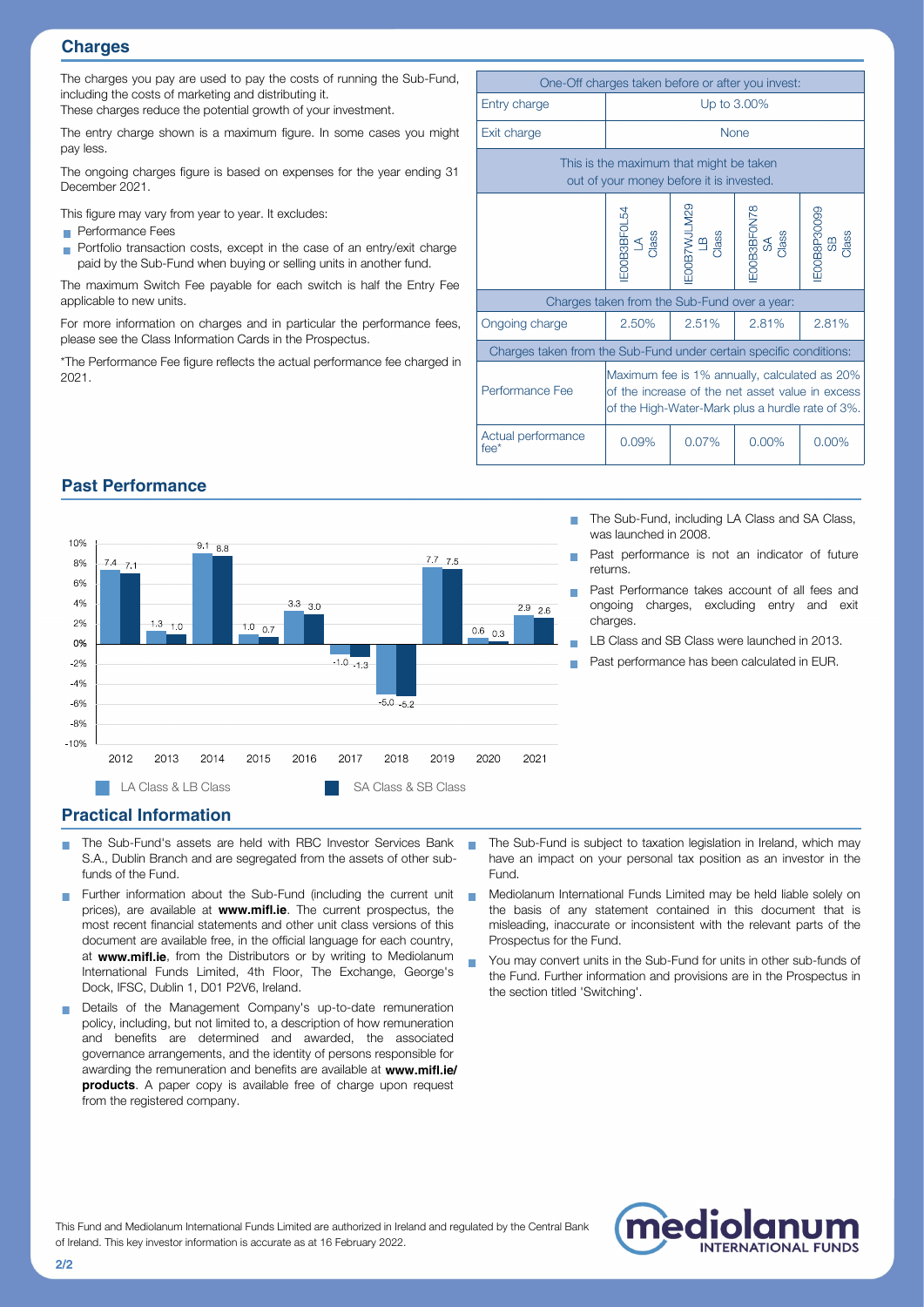## Charges

The charges you pay are used to pay the costs of running the Sub-Fund, including the costs of marketing and distributing it.
These charges reduce the potential growth of your investment.

The entry charge shown is a maximum figure. In some cases you might pay less.

The ongoing charges figure is based on expenses for the year ending 31 December 2021.

This figure may vary from year to year. It excludes:

- Performance Fees
- Portfolio transaction costs, except in the case of an entry/exit charge paid by the Sub-Fund when buying or selling units in another fund.

The maximum Switch Fee payable for each switch is half the Entry Fee applicable to new units.

For more information on charges and in particular the performance fees, please see the Class Information Cards in the Prospectus.

*The Performance Fee figure reflects the actual performance fee charged in 2021.

| One-Off charges taken before or after you invest: | | | | |
|---|---|---|---|---|
| Entry charge | Up to 3.00% | | | |
| Exit charge | None | | | |
| This is the maximum that might be taken out of your money before it is invested. | | | | |
| | IE00B3BF0L54 LA Class | IE00B7WJLM29 LB Class | IE00B3BF0N78 SA Class | IE00B8P30099 SB Class |
| Charges taken from the Sub-Fund over a year: | | | | |
| Ongoing charge | 2.50% | 2.51% | 2.81% | 2.81% |
| Charges taken from the Sub-Fund under certain specific conditions: | | | | |
| Performance Fee | Maximum fee is 1% annually, calculated as 20% of the increase of the net asset value in excess of the High-Water-Mark plus a hurdle rate of 3%. | | | |
| Actual performance fee* | 0.09% | 0.07% | 0.00% | 0.00% |

## Past Performance

10%
8%
6%
4%
2%
0%
-2%
-4%
-6%
-8%
-10%

2012: 7.4 7.1
2013: 1.3 1.0
2014: 9.1 8.8
2015: 1.0 0.7
2016: 3.3 3.0
2017: -1.0 -1.3
2018: -5.0 -5.2
2019: 7.7 7.5
2020: 0.6 0.3
2021: 2.9 2.6

LA Class & LB Class
SA Class & SB Class

- The Sub-Fund, including LA Class and SA Class, was launched in 2008.
- Past performance is not an indicator of future returns.
- Past Performance takes account of all fees and ongoing charges, excluding entry and exit charges.
- LB Class and SB Class were launched in 2013.
- Past performance has been calculated in EUR.

## Practical Information

- The Sub-Fund's assets are held with RBC Investor Services Bank S.A., Dublin Branch and are segregated from the assets of other sub-funds of the Fund.
- Further information about the Sub-Fund (including the current unit prices), are available at **www.mifl.ie**. The current prospectus, the most recent financial statements and other unit class versions of this document are available free, in the official language for each country, at **www.mifl.ie**, from the Distributors or by writing to Mediolanum International Funds Limited, 4th Floor, The Exchange, George's Dock, IFSC, Dublin 1, D01 P2V6, Ireland.
- Details of the Management Company's up-to-date remuneration policy, including, but not limited to, a description of how remuneration and benefits are determined and awarded, the associated governance arrangements, and the identity of persons responsible for awarding the remuneration and benefits are available at **www.mifl.ie/products**. A paper copy is available free of charge upon request from the registered company.
- The Sub-Fund is subject to taxation legislation in Ireland, which may have an impact on your personal tax position as an investor in the Fund.
- Mediolanum International Funds Limited may be held liable solely on the basis of any statement contained in this document that is misleading, inaccurate or inconsistent with the relevant parts of the Prospectus for the Fund.
- You may convert units in the Sub-Fund for units in other sub-funds of the Fund. Further information and provisions are in the Prospectus in the section titled 'Switching'.

This Fund and Mediolanum International Funds Limited are authorized in Ireland and regulated by the Central Bank of Ireland. This key investor information is accurate as at 16 February 2022.

mediolanum INTERNATIONAL FUNDS